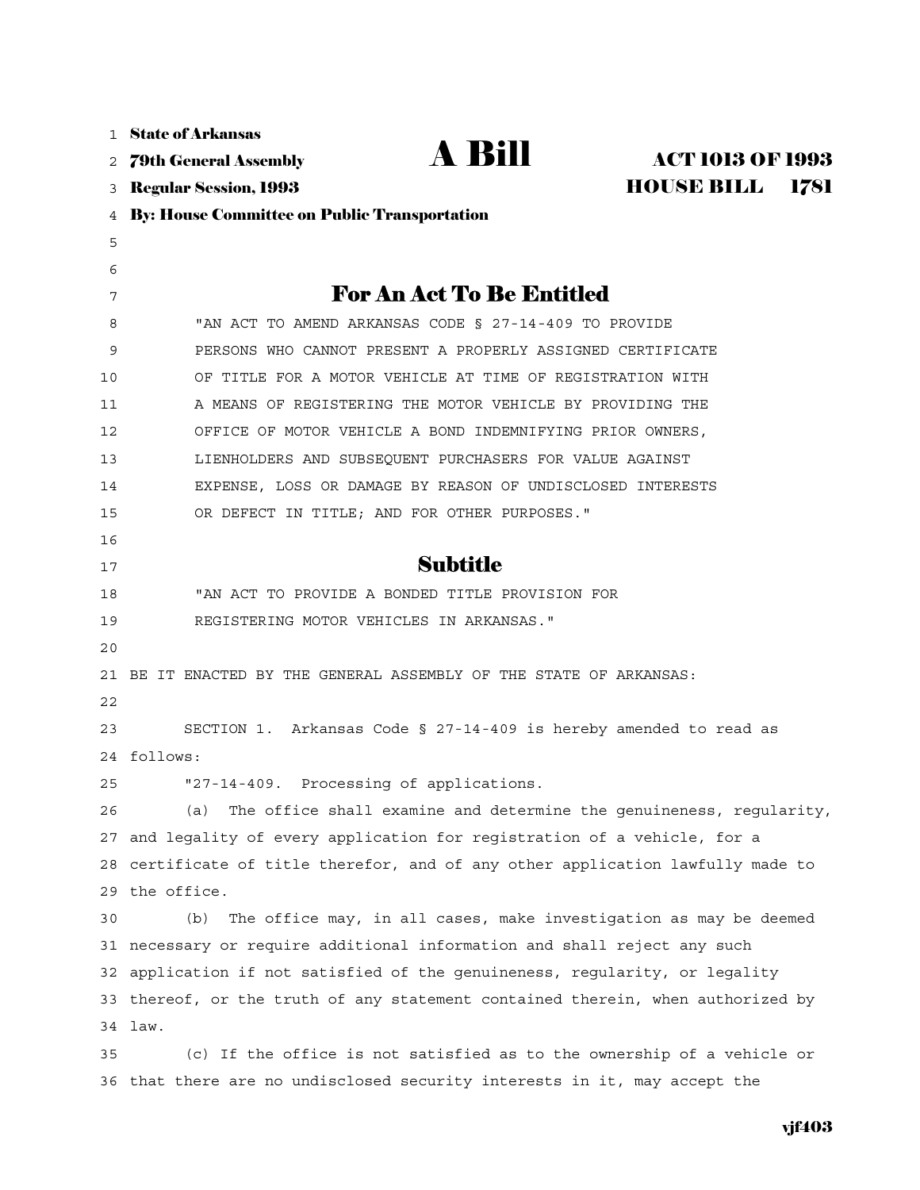State of Arkansas
79th General Assembly
Regular Session, 1993

# A Bill

**ACT 1013 OF 1993**
**HOUSE BILL 1781**

By: House Committee on Public Transportation

## For An Act To Be Entitled

"AN ACT TO AMEND ARKANSAS CODE § 27-14-409 TO PROVIDE PERSONS WHO CANNOT PRESENT A PROPERLY ASSIGNED CERTIFICATE OF TITLE FOR A MOTOR VEHICLE AT TIME OF REGISTRATION WITH A MEANS OF REGISTERING THE MOTOR VEHICLE BY PROVIDING THE OFFICE OF MOTOR VEHICLE A BOND INDEMNIFYING PRIOR OWNERS, LIENHOLDERS AND SUBSEQUENT PURCHASERS FOR VALUE AGAINST EXPENSE, LOSS OR DAMAGE BY REASON OF UNDISCLOSED INTERESTS OR DEFECT IN TITLE; AND FOR OTHER PURPOSES."

## Subtitle

"AN ACT TO PROVIDE A BONDED TITLE PROVISION FOR REGISTERING MOTOR VEHICLES IN ARKANSAS."

BE IT ENACTED BY THE GENERAL ASSEMBLY OF THE STATE OF ARKANSAS:

SECTION 1. Arkansas Code § 27-14-409 is hereby amended to read as follows:

"27-14-409. Processing of applications.

(a) The office shall examine and determine the genuineness, regularity, and legality of every application for registration of a vehicle, for a certificate of title therefor, and of any other application lawfully made to the office.

(b) The office may, in all cases, make investigation as may be deemed necessary or require additional information and shall reject any such application if not satisfied of the genuineness, regularity, or legality thereof, or the truth of any statement contained therein, when authorized by law.

(c) If the office is not satisfied as to the ownership of a vehicle or that there are no undisclosed security interests in it, may accept the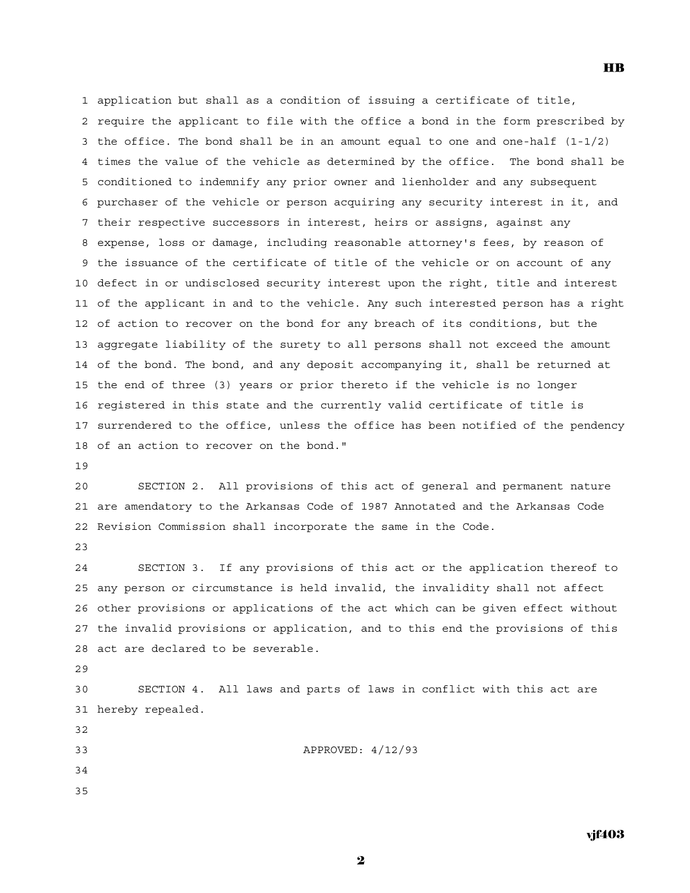application but shall as a condition of issuing a certificate of title, require the applicant to file with the office a bond in the form prescribed by the office. The bond shall be in an amount equal to one and one-half (1-1/2) times the value of the vehicle as determined by the office. The bond shall be conditioned to indemnify any prior owner and lienholder and any subsequent purchaser of the vehicle or person acquiring any security interest in it, and their respective successors in interest, heirs or assigns, against any expense, loss or damage, including reasonable attorney's fees, by reason of the issuance of the certificate of title of the vehicle or on account of any defect in or undisclosed security interest upon the right, title and interest of the applicant in and to the vehicle. Any such interested person has a right of action to recover on the bond for any breach of its conditions, but the aggregate liability of the surety to all persons shall not exceed the amount of the bond. The bond, and any deposit accompanying it, shall be returned at the end of three (3) years or prior thereto if the vehicle is no longer registered in this state and the currently valid certificate of title is surrendered to the office, unless the office has been notified of the pendency of an action to recover on the bond."

SECTION 2. All provisions of this act of general and permanent nature are amendatory to the Arkansas Code of 1987 Annotated and the Arkansas Code Revision Commission shall incorporate the same in the Code.

SECTION 3. If any provisions of this act or the application thereof to any person or circumstance is held invalid, the invalidity shall not affect other provisions or applications of the act which can be given effect without the invalid provisions or application, and to this end the provisions of this act are declared to be severable.

SECTION 4. All laws and parts of laws in conflict with this act are hereby repealed.

APPROVED: 4/12/93